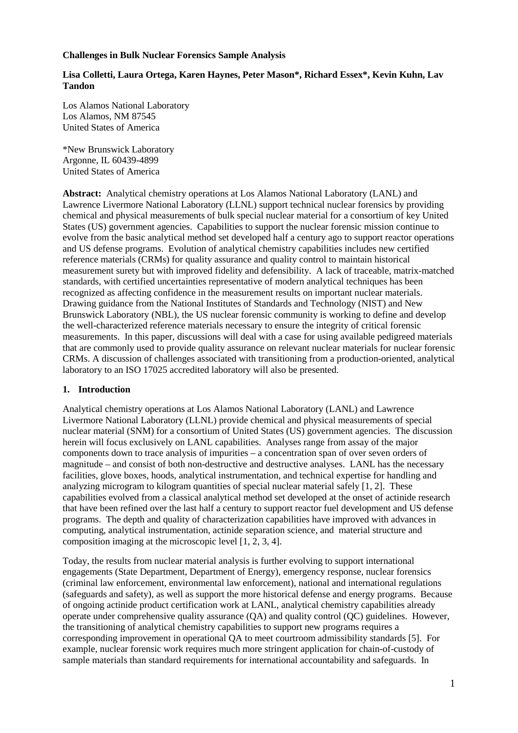**Challenges in Bulk Nuclear Forensics Sample Analysis**

**Lisa Colletti, Laura Ortega, Karen Haynes, Peter Mason*, Richard Essex*, Kevin Kuhn, Lav Tandon**

Los Alamos National Laboratory
Los Alamos, NM 87545
United States of America

*New Brunswick Laboratory
Argonne, IL 60439-4899
United States of America

**Abstract:** Analytical chemistry operations at Los Alamos National Laboratory (LANL) and Lawrence Livermore National Laboratory (LLNL) support technical nuclear forensics by providing chemical and physical measurements of bulk special nuclear material for a consortium of key United States (US) government agencies. Capabilities to support the nuclear forensic mission continue to evolve from the basic analytical method set developed half a century ago to support reactor operations and US defense programs. Evolution of analytical chemistry capabilities includes new certified reference materials (CRMs) for quality assurance and quality control to maintain historical measurement surety but with improved fidelity and defensibility. A lack of traceable, matrix-matched standards, with certified uncertainties representative of modern analytical techniques has been recognized as affecting confidence in the measurement results on important nuclear materials. Drawing guidance from the National Institutes of Standards and Technology (NIST) and New Brunswick Laboratory (NBL), the US nuclear forensic community is working to define and develop the well-characterized reference materials necessary to ensure the integrity of critical forensic measurements. In this paper, discussions will deal with a case for using available pedigreed materials that are commonly used to provide quality assurance on relevant nuclear materials for nuclear forensic CRMs. A discussion of challenges associated with transitioning from a production-oriented, analytical laboratory to an ISO 17025 accredited laboratory will also be presented.

## 1. Introduction

Analytical chemistry operations at Los Alamos National Laboratory (LANL) and Lawrence Livermore National Laboratory (LLNL) provide chemical and physical measurements of special nuclear material (SNM) for a consortium of United States (US) government agencies. The discussion herein will focus exclusively on LANL capabilities. Analyses range from assay of the major components down to trace analysis of impurities – a concentration span of over seven orders of magnitude – and consist of both non-destructive and destructive analyses. LANL has the necessary facilities, glove boxes, hoods, analytical instrumentation, and technical expertise for handling and analyzing microgram to kilogram quantities of special nuclear material safely [1, 2]. These capabilities evolved from a classical analytical method set developed at the onset of actinide research that have been refined over the last half a century to support reactor fuel development and US defense programs. The depth and quality of characterization capabilities have improved with advances in computing, analytical instrumentation, actinide separation science, and material structure and composition imaging at the microscopic level [1, 2, 3, 4].

Today, the results from nuclear material analysis is further evolving to support international engagements (State Department, Department of Energy), emergency response, nuclear forensics (criminal law enforcement, environmental law enforcement), national and international regulations (safeguards and safety), as well as support the more historical defense and energy programs. Because of ongoing actinide product certification work at LANL, analytical chemistry capabilities already operate under comprehensive quality assurance (QA) and quality control (QC) guidelines. However, the transitioning of analytical chemistry capabilities to support new programs requires a corresponding improvement in operational QA to meet courtroom admissibility standards [5]. For example, nuclear forensic work requires much more stringent application for chain-of-custody of sample materials than standard requirements for international accountability and safeguards. In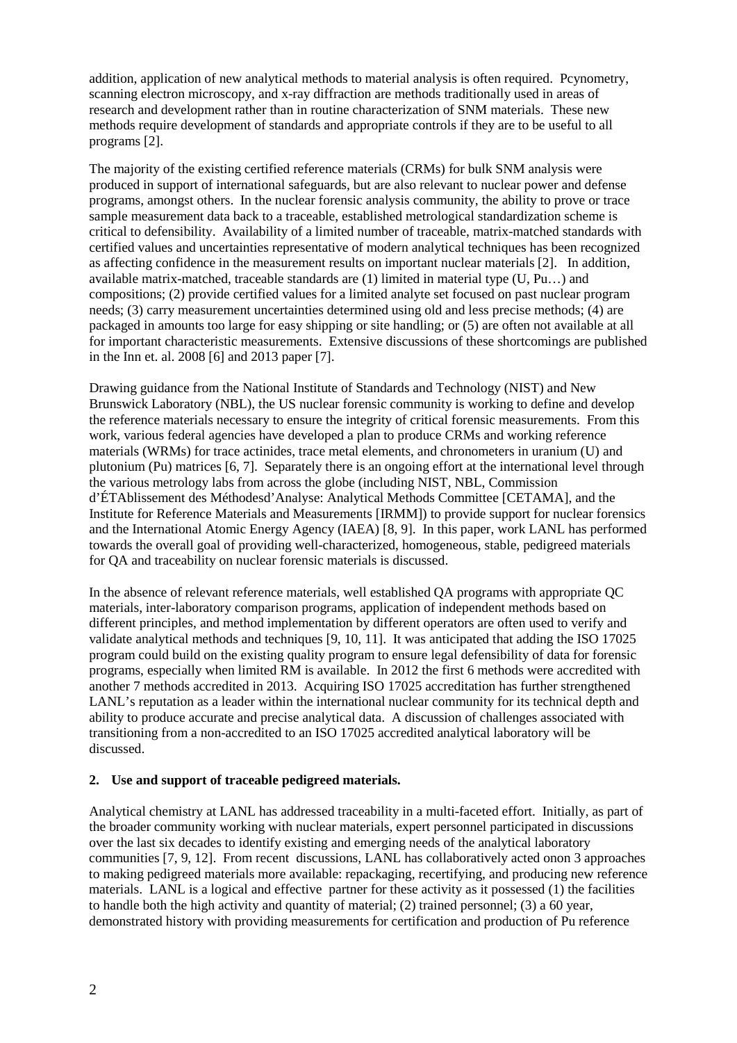addition, application of new analytical methods to material analysis is often required. Pcynometry, scanning electron microscopy, and x-ray diffraction are methods traditionally used in areas of research and development rather than in routine characterization of SNM materials. These new methods require development of standards and appropriate controls if they are to be useful to all programs [2].

The majority of the existing certified reference materials (CRMs) for bulk SNM analysis were produced in support of international safeguards, but are also relevant to nuclear power and defense programs, amongst others. In the nuclear forensic analysis community, the ability to prove or trace sample measurement data back to a traceable, established metrological standardization scheme is critical to defensibility. Availability of a limited number of traceable, matrix-matched standards with certified values and uncertainties representative of modern analytical techniques has been recognized as affecting confidence in the measurement results on important nuclear materials [2]. In addition, available matrix-matched, traceable standards are (1) limited in material type (U, Pu…) and compositions; (2) provide certified values for a limited analyte set focused on past nuclear program needs; (3) carry measurement uncertainties determined using old and less precise methods; (4) are packaged in amounts too large for easy shipping or site handling; or (5) are often not available at all for important characteristic measurements. Extensive discussions of these shortcomings are published in the Inn et. al. 2008 [6] and 2013 paper [7].

Drawing guidance from the National Institute of Standards and Technology (NIST) and New Brunswick Laboratory (NBL), the US nuclear forensic community is working to define and develop the reference materials necessary to ensure the integrity of critical forensic measurements. From this work, various federal agencies have developed a plan to produce CRMs and working reference materials (WRMs) for trace actinides, trace metal elements, and chronometers in uranium (U) and plutonium (Pu) matrices [6, 7]. Separately there is an ongoing effort at the international level through the various metrology labs from across the globe (including NIST, NBL, Commission d'ÉTAblissement des Méthodesd'Analyse: Analytical Methods Committee [CETAMA], and the Institute for Reference Materials and Measurements [IRMM]) to provide support for nuclear forensics and the International Atomic Energy Agency (IAEA) [8, 9]. In this paper, work LANL has performed towards the overall goal of providing well-characterized, homogeneous, stable, pedigreed materials for QA and traceability on nuclear forensic materials is discussed.

In the absence of relevant reference materials, well established QA programs with appropriate QC materials, inter-laboratory comparison programs, application of independent methods based on different principles, and method implementation by different operators are often used to verify and validate analytical methods and techniques [9, 10, 11]. It was anticipated that adding the ISO 17025 program could build on the existing quality program to ensure legal defensibility of data for forensic programs, especially when limited RM is available. In 2012 the first 6 methods were accredited with another 7 methods accredited in 2013. Acquiring ISO 17025 accreditation has further strengthened LANL's reputation as a leader within the international nuclear community for its technical depth and ability to produce accurate and precise analytical data. A discussion of challenges associated with transitioning from a non-accredited to an ISO 17025 accredited analytical laboratory will be discussed.

## 2. Use and support of traceable pedigreed materials.

Analytical chemistry at LANL has addressed traceability in a multi-faceted effort. Initially, as part of the broader community working with nuclear materials, expert personnel participated in discussions over the last six decades to identify existing and emerging needs of the analytical laboratory communities [7, 9, 12]. From recent discussions, LANL has collaboratively acted onon 3 approaches to making pedigreed materials more available: repackaging, recertifying, and producing new reference materials. LANL is a logical and effective partner for these activity as it possessed (1) the facilities to handle both the high activity and quantity of material; (2) trained personnel; (3) a 60 year, demonstrated history with providing measurements for certification and production of Pu reference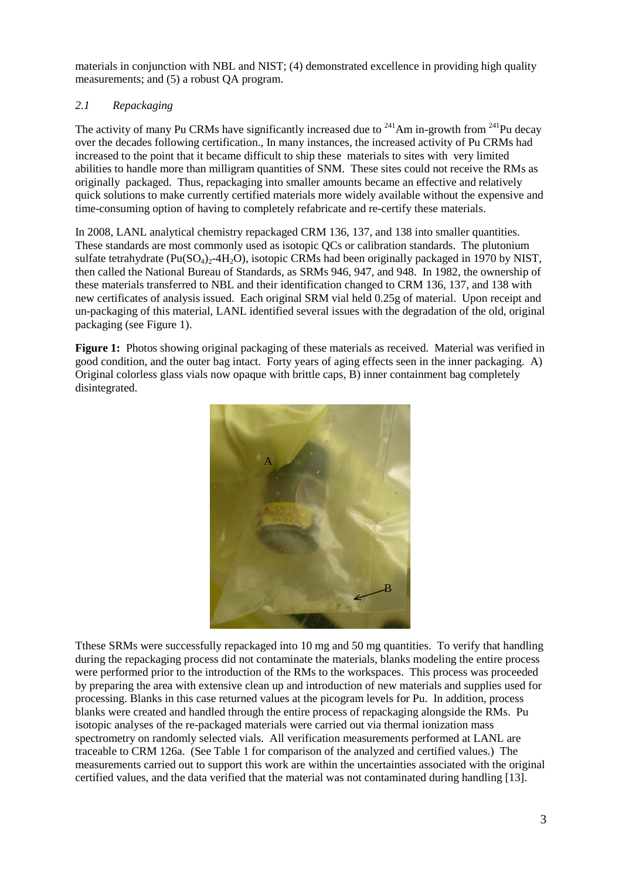materials in conjunction with NBL and NIST; (4) demonstrated excellence in providing high quality measurements; and (5) a robust QA program.

### *2.1 Repackaging*

The activity of many Pu CRMs have significantly increased due to $^{241}$Am in-growth from $^{241}$Pu decay over the decades following certification., In many instances, the increased activity of Pu CRMs had increased to the point that it became difficult to ship these materials to sites with very limited abilities to handle more than milligram quantities of SNM. These sites could not receive the RMs as originally packaged. Thus, repackaging into smaller amounts became an effective and relatively quick solutions to make currently certified materials more widely available without the expensive and time-consuming option of having to completely refabricate and re-certify these materials.

In 2008, LANL analytical chemistry repackaged CRM 136, 137, and 138 into smaller quantities. These standards are most commonly used as isotopic QCs or calibration standards. The plutonium sulfate tetrahydrate ($Pu(SO_4)_2$-$4H_2O$), isotopic CRMs had been originally packaged in 1970 by NIST, then called the National Bureau of Standards, as SRMs 946, 947, and 948. In 1982, the ownership of these materials transferred to NBL and their identification changed to CRM 136, 137, and 138 with new certificates of analysis issued. Each original SRM vial held 0.25g of material. Upon receipt and un-packaging of this material, LANL identified several issues with the degradation of the old, original packaging (see Figure 1).

**Figure 1:** Photos showing original packaging of these materials as received. Material was verified in good condition, and the outer bag intact. Forty years of aging effects seen in the inner packaging. A) Original colorless glass vials now opaque with brittle caps, B) inner containment bag completely disintegrated.

Tthese SRMs were successfully repackaged into 10 mg and 50 mg quantities. To verify that handling during the repackaging process did not contaminate the materials, blanks modeling the entire process were performed prior to the introduction of the RMs to the workspaces. This process was proceeded by preparing the area with extensive clean up and introduction of new materials and supplies used for processing. Blanks in this case returned values at the picogram levels for Pu. In addition, process blanks were created and handled through the entire process of repackaging alongside the RMs. Pu isotopic analyses of the re-packaged materials were carried out via thermal ionization mass spectrometry on randomly selected vials. All verification measurements performed at LANL are traceable to CRM 126a. (See Table 1 for comparison of the analyzed and certified values.) The measurements carried out to support this work are within the uncertainties associated with the original certified values, and the data verified that the material was not contaminated during handling [13].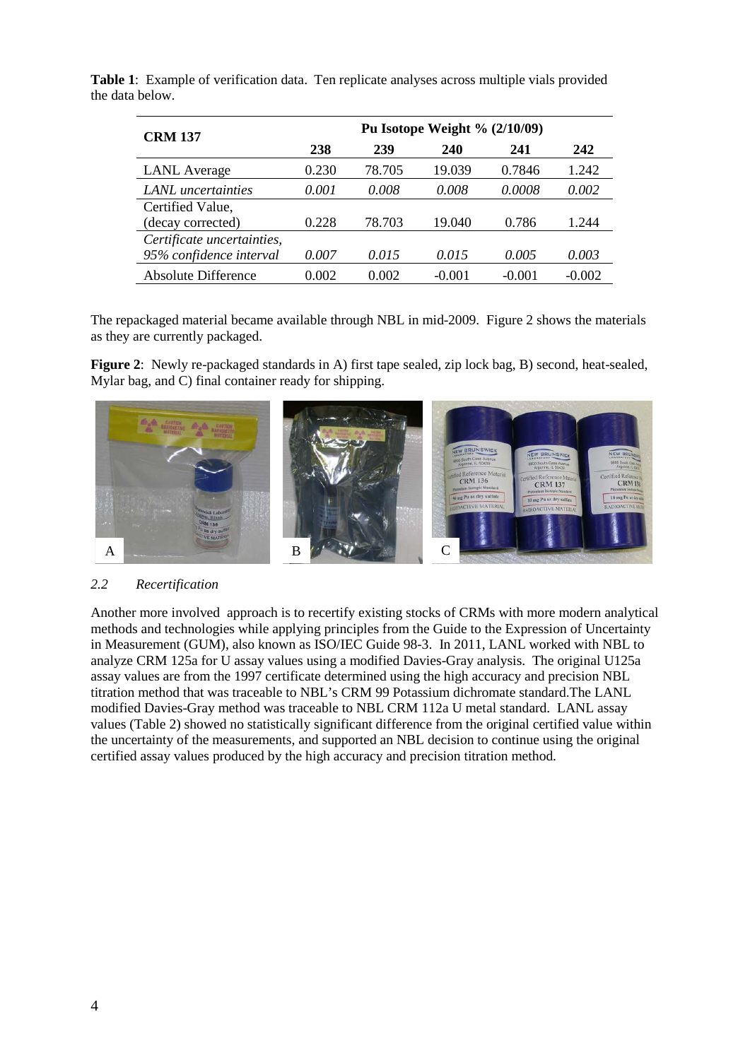**Table 1**: Example of verification data. Ten replicate analyses across multiple vials provided the data below.

| **CRM 137** | **Pu Isotope Weight % (2/10/09)** | | | | |
|---|---|---|---|---|---|
| | **238** | **239** | **240** | **241** | **242** |
| LANL Average | 0.230 | 78.705 | 19.039 | 0.7846 | 1.242 |
| *LANL uncertainties* | *0.001* | *0.008* | *0.008* | *0.0008* | *0.002* |
| Certified Value, (decay corrected) | 0.228 | 78.703 | 19.040 | 0.786 | 1.244 |
| *Certificate uncertainties, 95% confidence interval* | *0.007* | *0.015* | *0.015* | *0.005* | *0.003* |
| Absolute Difference | 0.002 | 0.002 | -0.001 | -0.001 | -0.002 |

The repackaged material became available through NBL in mid-2009. Figure 2 shows the materials as they are currently packaged.

**Figure 2**: Newly re-packaged standards in A) first tape sealed, zip lock bag, B) second, heat-sealed, Mylar bag, and C) final container ready for shipping.

### *2.2 Recertification*

Another more involved approach is to recertify existing stocks of CRMs with more modern analytical methods and technologies while applying principles from the Guide to the Expression of Uncertainty in Measurement (GUM), also known as ISO/IEC Guide 98-3. In 2011, LANL worked with NBL to analyze CRM 125a for U assay values using a modified Davies-Gray analysis. The original U125a assay values are from the 1997 certificate determined using the high accuracy and precision NBL titration method that was traceable to NBL's CRM 99 Potassium dichromate standard.The LANL modified Davies-Gray method was traceable to NBL CRM 112a U metal standard. LANL assay values (Table 2) showed no statistically significant difference from the original certified value within the uncertainty of the measurements, and supported an NBL decision to continue using the original certified assay values produced by the high accuracy and precision titration method.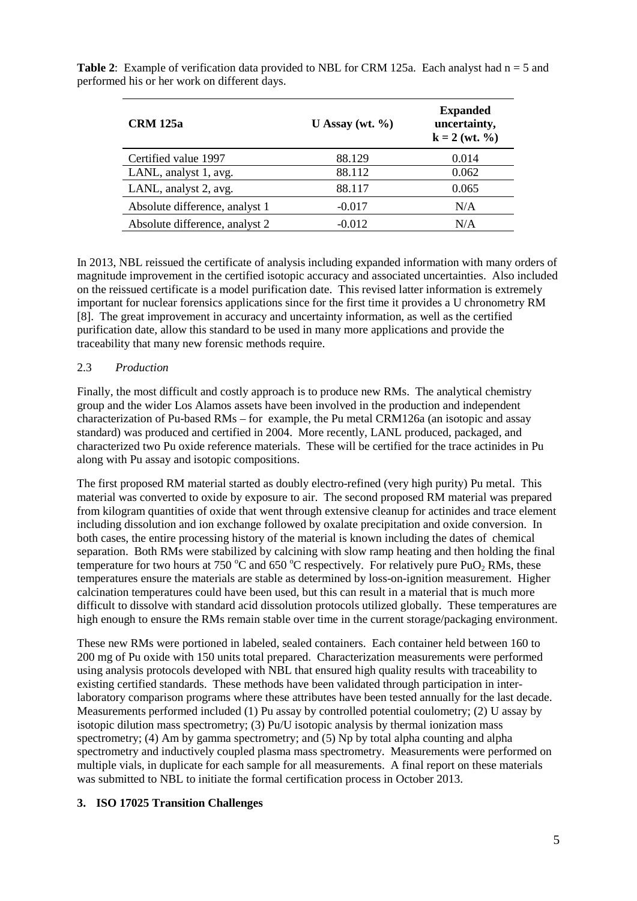**Table 2**: Example of verification data provided to NBL for CRM 125a. Each analyst had n = 5 and performed his or her work on different days.

| CRM 125a | U Assay (wt. %) | Expanded uncertainty, k = 2 (wt. %) |
|---|---|---|
| Certified value 1997 | 88.129 | 0.014 |
| LANL, analyst 1, avg. | 88.112 | 0.062 |
| LANL, analyst 2, avg. | 88.117 | 0.065 |
| Absolute difference, analyst 1 | -0.017 | N/A |
| Absolute difference, analyst 2 | -0.012 | N/A |

In 2013, NBL reissued the certificate of analysis including expanded information with many orders of magnitude improvement in the certified isotopic accuracy and associated uncertainties. Also included on the reissued certificate is a model purification date. This revised latter information is extremely important for nuclear forensics applications since for the first time it provides a U chronometry RM [8]. The great improvement in accuracy and uncertainty information, as well as the certified purification date, allow this standard to be used in many more applications and provide the traceability that many new forensic methods require.

### 2.3 *Production*

Finally, the most difficult and costly approach is to produce new RMs. The analytical chemistry group and the wider Los Alamos assets have been involved in the production and independent characterization of Pu-based RMs – for example, the Pu metal CRM126a (an isotopic and assay standard) was produced and certified in 2004. More recently, LANL produced, packaged, and characterized two Pu oxide reference materials. These will be certified for the trace actinides in Pu along with Pu assay and isotopic compositions.

The first proposed RM material started as doubly electro-refined (very high purity) Pu metal. This material was converted to oxide by exposure to air. The second proposed RM material was prepared from kilogram quantities of oxide that went through extensive cleanup for actinides and trace element including dissolution and ion exchange followed by oxalate precipitation and oxide conversion. In both cases, the entire processing history of the material is known including the dates of chemical separation. Both RMs were stabilized by calcining with slow ramp heating and then holding the final temperature for two hours at 750 °C and 650 °C respectively. For relatively pure $PuO_2$ RMs, these temperatures ensure the materials are stable as determined by loss-on-ignition measurement. Higher calcination temperatures could have been used, but this can result in a material that is much more difficult to dissolve with standard acid dissolution protocols utilized globally. These temperatures are high enough to ensure the RMs remain stable over time in the current storage/packaging environment.

These new RMs were portioned in labeled, sealed containers. Each container held between 160 to 200 mg of Pu oxide with 150 units total prepared. Characterization measurements were performed using analysis protocols developed with NBL that ensured high quality results with traceability to existing certified standards. These methods have been validated through participation in inter-laboratory comparison programs where these attributes have been tested annually for the last decade. Measurements performed included (1) Pu assay by controlled potential coulometry; (2) U assay by isotopic dilution mass spectrometry; (3) Pu/U isotopic analysis by thermal ionization mass spectrometry; (4) Am by gamma spectrometry; and (5) Np by total alpha counting and alpha spectrometry and inductively coupled plasma mass spectrometry. Measurements were performed on multiple vials, in duplicate for each sample for all measurements. A final report on these materials was submitted to NBL to initiate the formal certification process in October 2013.

## 3. ISO 17025 Transition Challenges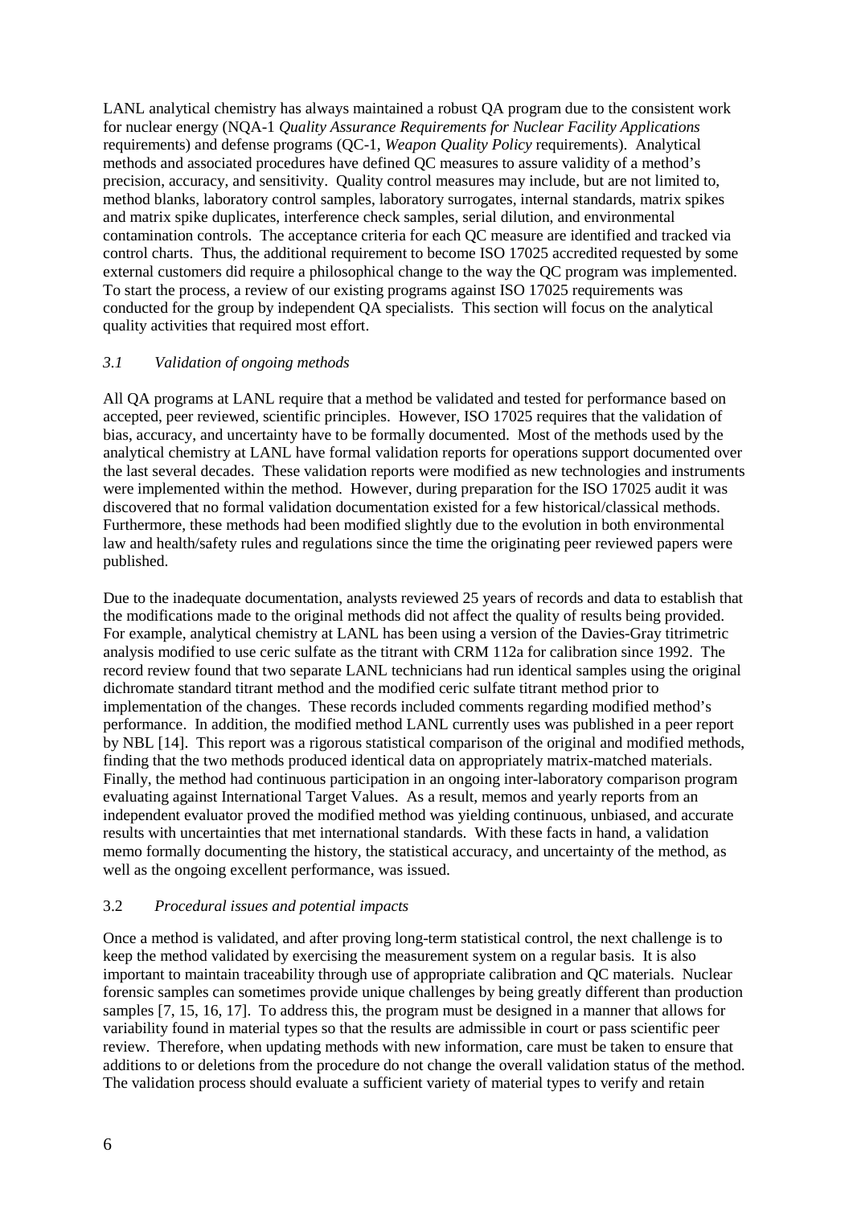LANL analytical chemistry has always maintained a robust QA program due to the consistent work for nuclear energy (NQA-1 *Quality Assurance Requirements for Nuclear Facility Applications* requirements) and defense programs (QC-1, *Weapon Quality Policy* requirements). Analytical methods and associated procedures have defined QC measures to assure validity of a method's precision, accuracy, and sensitivity. Quality control measures may include, but are not limited to, method blanks, laboratory control samples, laboratory surrogates, internal standards, matrix spikes and matrix spike duplicates, interference check samples, serial dilution, and environmental contamination controls. The acceptance criteria for each QC measure are identified and tracked via control charts. Thus, the additional requirement to become ISO 17025 accredited requested by some external customers did require a philosophical change to the way the QC program was implemented. To start the process, a review of our existing programs against ISO 17025 requirements was conducted for the group by independent QA specialists. This section will focus on the analytical quality activities that required most effort.

### *3.1 Validation of ongoing methods*

All QA programs at LANL require that a method be validated and tested for performance based on accepted, peer reviewed, scientific principles. However, ISO 17025 requires that the validation of bias, accuracy, and uncertainty have to be formally documented. Most of the methods used by the analytical chemistry at LANL have formal validation reports for operations support documented over the last several decades. These validation reports were modified as new technologies and instruments were implemented within the method. However, during preparation for the ISO 17025 audit it was discovered that no formal validation documentation existed for a few historical/classical methods. Furthermore, these methods had been modified slightly due to the evolution in both environmental law and health/safety rules and regulations since the time the originating peer reviewed papers were published.

Due to the inadequate documentation, analysts reviewed 25 years of records and data to establish that the modifications made to the original methods did not affect the quality of results being provided. For example, analytical chemistry at LANL has been using a version of the Davies-Gray titrimetric analysis modified to use ceric sulfate as the titrant with CRM 112a for calibration since 1992. The record review found that two separate LANL technicians had run identical samples using the original dichromate standard titrant method and the modified ceric sulfate titrant method prior to implementation of the changes. These records included comments regarding modified method's performance. In addition, the modified method LANL currently uses was published in a peer report by NBL [14]. This report was a rigorous statistical comparison of the original and modified methods, finding that the two methods produced identical data on appropriately matrix-matched materials. Finally, the method had continuous participation in an ongoing inter-laboratory comparison program evaluating against International Target Values. As a result, memos and yearly reports from an independent evaluator proved the modified method was yielding continuous, unbiased, and accurate results with uncertainties that met international standards. With these facts in hand, a validation memo formally documenting the history, the statistical accuracy, and uncertainty of the method, as well as the ongoing excellent performance, was issued.

### 3.2 *Procedural issues and potential impacts*

Once a method is validated, and after proving long-term statistical control, the next challenge is to keep the method validated by exercising the measurement system on a regular basis. It is also important to maintain traceability through use of appropriate calibration and QC materials. Nuclear forensic samples can sometimes provide unique challenges by being greatly different than production samples [7, 15, 16, 17]. To address this, the program must be designed in a manner that allows for variability found in material types so that the results are admissible in court or pass scientific peer review. Therefore, when updating methods with new information, care must be taken to ensure that additions to or deletions from the procedure do not change the overall validation status of the method. The validation process should evaluate a sufficient variety of material types to verify and retain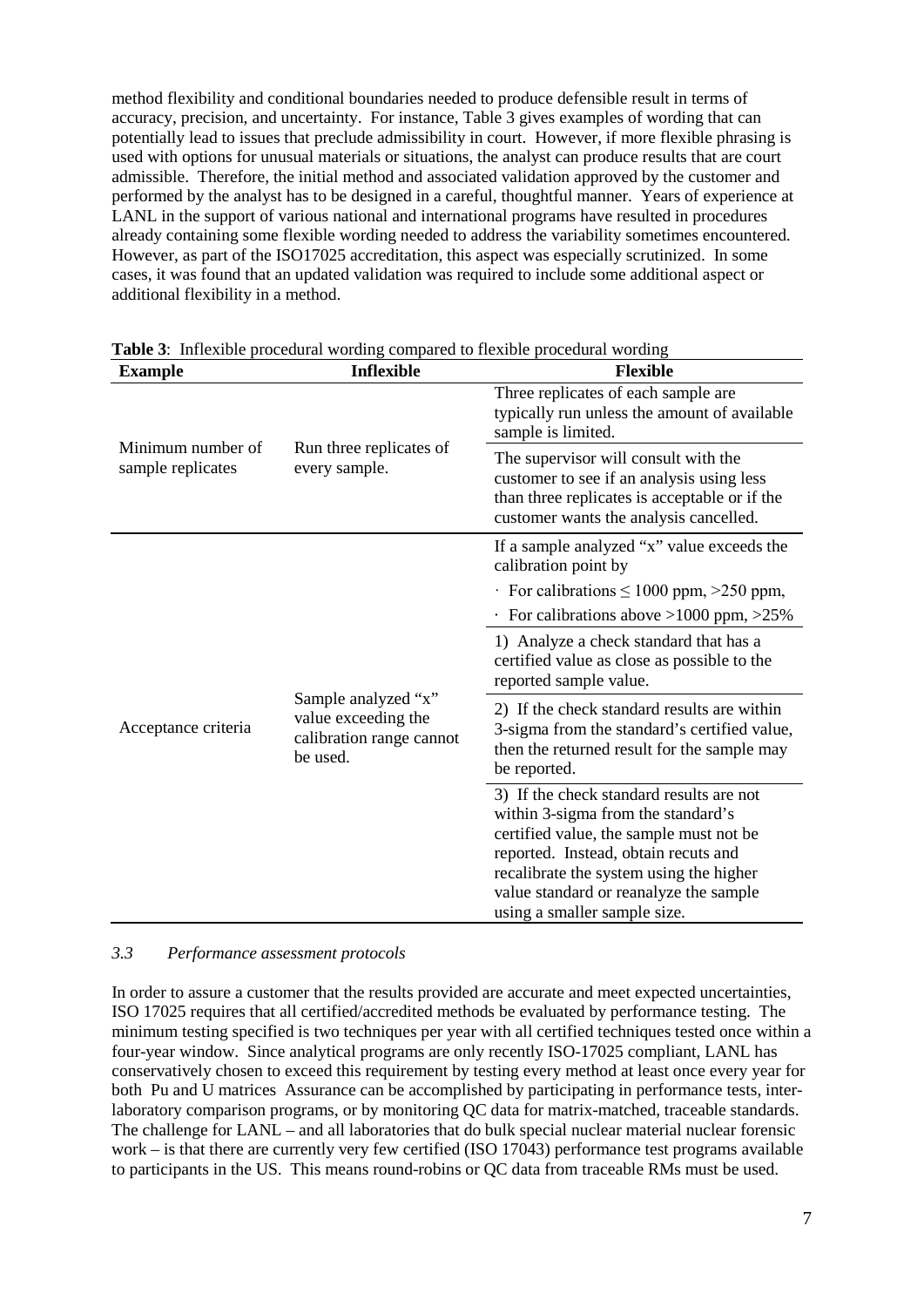method flexibility and conditional boundaries needed to produce defensible result in terms of accuracy, precision, and uncertainty. For instance, Table 3 gives examples of wording that can potentially lead to issues that preclude admissibility in court. However, if more flexible phrasing is used with options for unusual materials or situations, the analyst can produce results that are court admissible. Therefore, the initial method and associated validation approved by the customer and performed by the analyst has to be designed in a careful, thoughtful manner. Years of experience at LANL in the support of various national and international programs have resulted in procedures already containing some flexible wording needed to address the variability sometimes encountered. However, as part of the ISO17025 accreditation, this aspect was especially scrutinized. In some cases, it was found that an updated validation was required to include some additional aspect or additional flexibility in a method.

**Table 3**: Inflexible procedural wording compared to flexible procedural wording

| Example | Inflexible | Flexible |
|---|---|---|
| Minimum number of sample replicates | Run three replicates of every sample. | Three replicates of each sample are typically run unless the amount of available sample is limited. |
| | | The supervisor will consult with the customer to see if an analysis using less than three replicates is acceptable or if the customer wants the analysis cancelled. |
| Acceptance criteria | Sample analyzed "x" value exceeding the calibration range cannot be used. | If a sample analyzed "x" value exceeds the calibration point by · For calibrations ≤ 1000 ppm, >250 ppm, · For calibrations above >1000 ppm, >25% |
| | | 1) Analyze a check standard that has a certified value as close as possible to the reported sample value. |
| | | 2) If the check standard results are within 3-sigma from the standard's certified value, then the returned result for the sample may be reported. |
| | | 3) If the check standard results are not within 3-sigma from the standard's certified value, the sample must not be reported. Instead, obtain recuts and recalibrate the system using the higher value standard or reanalyze the sample using a smaller sample size. |

### *3.3 Performance assessment protocols*

In order to assure a customer that the results provided are accurate and meet expected uncertainties, ISO 17025 requires that all certified/accredited methods be evaluated by performance testing. The minimum testing specified is two techniques per year with all certified techniques tested once within a four-year window. Since analytical programs are only recently ISO-17025 compliant, LANL has conservatively chosen to exceed this requirement by testing every method at least once every year for both Pu and U matrices Assurance can be accomplished by participating in performance tests, inter-laboratory comparison programs, or by monitoring QC data for matrix-matched, traceable standards. The challenge for LANL – and all laboratories that do bulk special nuclear material nuclear forensic work – is that there are currently very few certified (ISO 17043) performance test programs available to participants in the US. This means round-robins or QC data from traceable RMs must be used.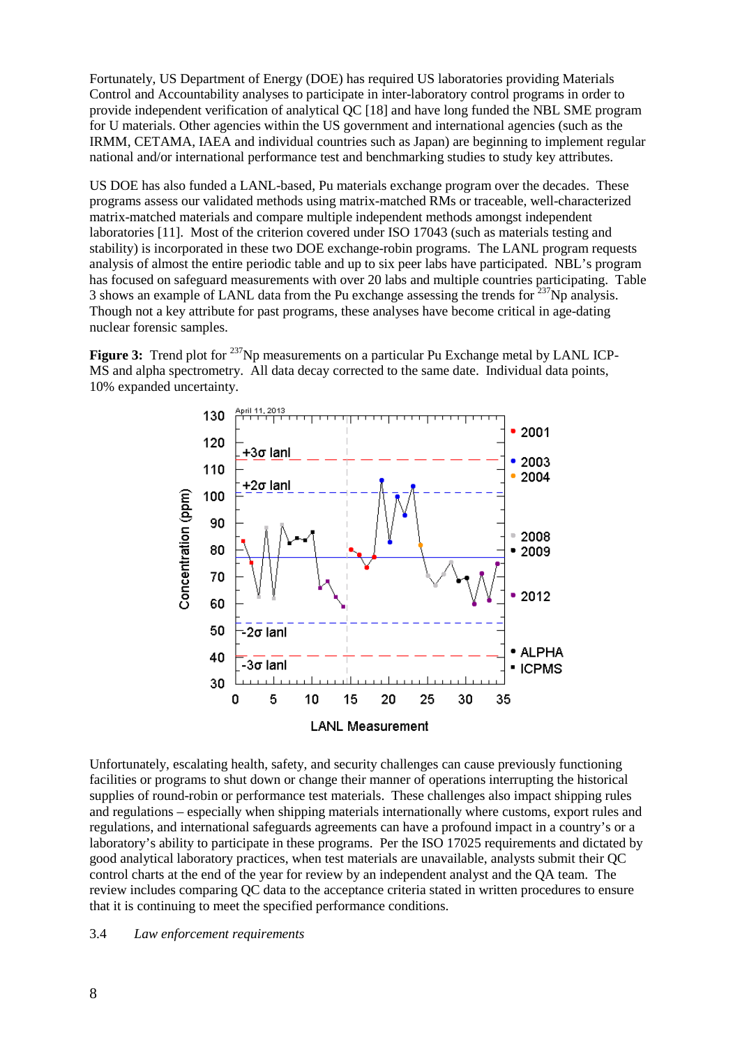Fortunately, US Department of Energy (DOE) has required US laboratories providing Materials Control and Accountability analyses to participate in inter-laboratory control programs in order to provide independent verification of analytical QC [18] and have long funded the NBL SME program for U materials. Other agencies within the US government and international agencies (such as the IRMM, CETAMA, IAEA and individual countries such as Japan) are beginning to implement regular national and/or international performance test and benchmarking studies to study key attributes.

US DOE has also funded a LANL-based, Pu materials exchange program over the decades. These programs assess our validated methods using matrix-matched RMs or traceable, well-characterized matrix-matched materials and compare multiple independent methods amongst independent laboratories [11]. Most of the criterion covered under ISO 17043 (such as materials testing and stability) is incorporated in these two DOE exchange-robin programs. The LANL program requests analysis of almost the entire periodic table and up to six peer labs have participated. NBL's program has focused on safeguard measurements with over 20 labs and multiple countries participating. Table 3 shows an example of LANL data from the Pu exchange assessing the trends for $^{237}$Np analysis. Though not a key attribute for past programs, these analyses have become critical in age-dating nuclear forensic samples.

**Figure 3:** Trend plot for $^{237}$Np measurements on a particular Pu Exchange metal by LANL ICP-MS and alpha spectrometry. All data decay corrected to the same date. Individual data points, 10% expanded uncertainty.

Unfortunately, escalating health, safety, and security challenges can cause previously functioning facilities or programs to shut down or change their manner of operations interrupting the historical supplies of round-robin or performance test materials. These challenges also impact shipping rules and regulations – especially when shipping materials internationally where customs, export rules and regulations, and international safeguards agreements can have a profound impact in a country's or a laboratory's ability to participate in these programs. Per the ISO 17025 requirements and dictated by good analytical laboratory practices, when test materials are unavailable, analysts submit their QC control charts at the end of the year for review by an independent analyst and the QA team. The review includes comparing QC data to the acceptance criteria stated in written procedures to ensure that it is continuing to meet the specified performance conditions.

### 3.4 *Law enforcement requirements*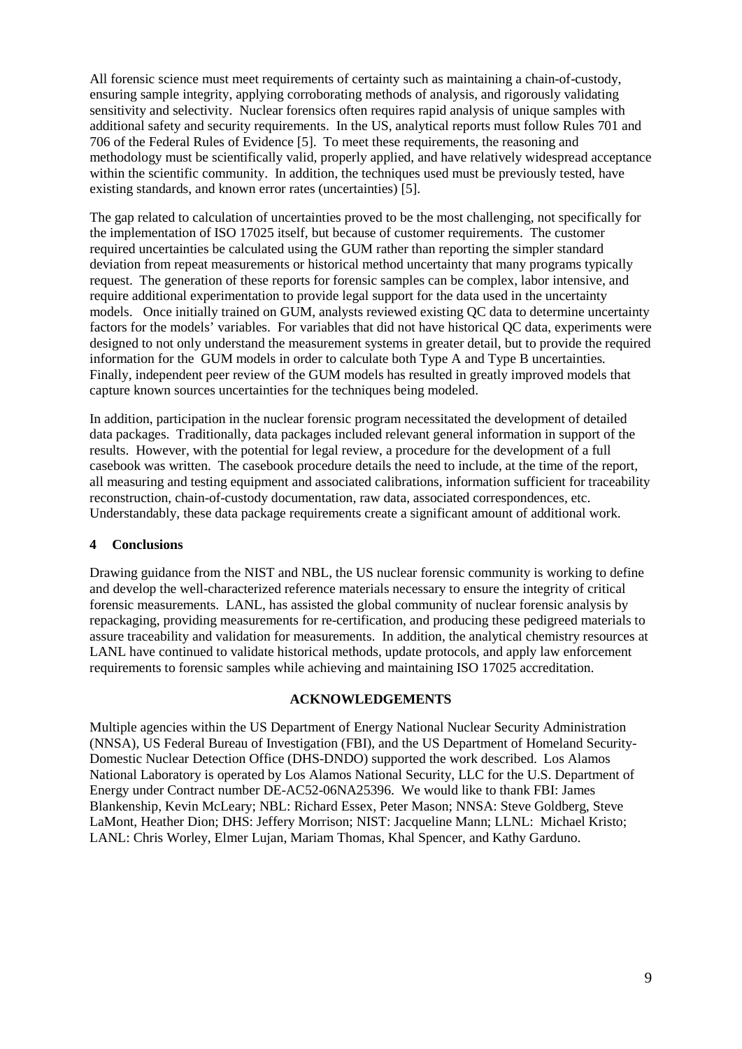All forensic science must meet requirements of certainty such as maintaining a chain-of-custody, ensuring sample integrity, applying corroborating methods of analysis, and rigorously validating sensitivity and selectivity. Nuclear forensics often requires rapid analysis of unique samples with additional safety and security requirements. In the US, analytical reports must follow Rules 701 and 706 of the Federal Rules of Evidence [5]. To meet these requirements, the reasoning and methodology must be scientifically valid, properly applied, and have relatively widespread acceptance within the scientific community. In addition, the techniques used must be previously tested, have existing standards, and known error rates (uncertainties) [5].

The gap related to calculation of uncertainties proved to be the most challenging, not specifically for the implementation of ISO 17025 itself, but because of customer requirements. The customer required uncertainties be calculated using the GUM rather than reporting the simpler standard deviation from repeat measurements or historical method uncertainty that many programs typically request. The generation of these reports for forensic samples can be complex, labor intensive, and require additional experimentation to provide legal support for the data used in the uncertainty models. Once initially trained on GUM, analysts reviewed existing QC data to determine uncertainty factors for the models' variables. For variables that did not have historical QC data, experiments were designed to not only understand the measurement systems in greater detail, but to provide the required information for the GUM models in order to calculate both Type A and Type B uncertainties. Finally, independent peer review of the GUM models has resulted in greatly improved models that capture known sources uncertainties for the techniques being modeled.

In addition, participation in the nuclear forensic program necessitated the development of detailed data packages. Traditionally, data packages included relevant general information in support of the results. However, with the potential for legal review, a procedure for the development of a full casebook was written. The casebook procedure details the need to include, at the time of the report, all measuring and testing equipment and associated calibrations, information sufficient for traceability reconstruction, chain-of-custody documentation, raw data, associated correspondences, etc. Understandably, these data package requirements create a significant amount of additional work.

## 4 Conclusions

Drawing guidance from the NIST and NBL, the US nuclear forensic community is working to define and develop the well-characterized reference materials necessary to ensure the integrity of critical forensic measurements. LANL, has assisted the global community of nuclear forensic analysis by repackaging, providing measurements for re-certification, and producing these pedigreed materials to assure traceability and validation for measurements. In addition, the analytical chemistry resources at LANL have continued to validate historical methods, update protocols, and apply law enforcement requirements to forensic samples while achieving and maintaining ISO 17025 accreditation.

## ACKNOWLEDGEMENTS

Multiple agencies within the US Department of Energy National Nuclear Security Administration (NNSA), US Federal Bureau of Investigation (FBI), and the US Department of Homeland Security-Domestic Nuclear Detection Office (DHS-DNDO) supported the work described. Los Alamos National Laboratory is operated by Los Alamos National Security, LLC for the U.S. Department of Energy under Contract number DE-AC52-06NA25396. We would like to thank FBI: James Blankenship, Kevin McLeary; NBL: Richard Essex, Peter Mason; NNSA: Steve Goldberg, Steve LaMont, Heather Dion; DHS: Jeffery Morrison; NIST: Jacqueline Mann; LLNL: Michael Kristo; LANL: Chris Worley, Elmer Lujan, Mariam Thomas, Khal Spencer, and Kathy Garduno.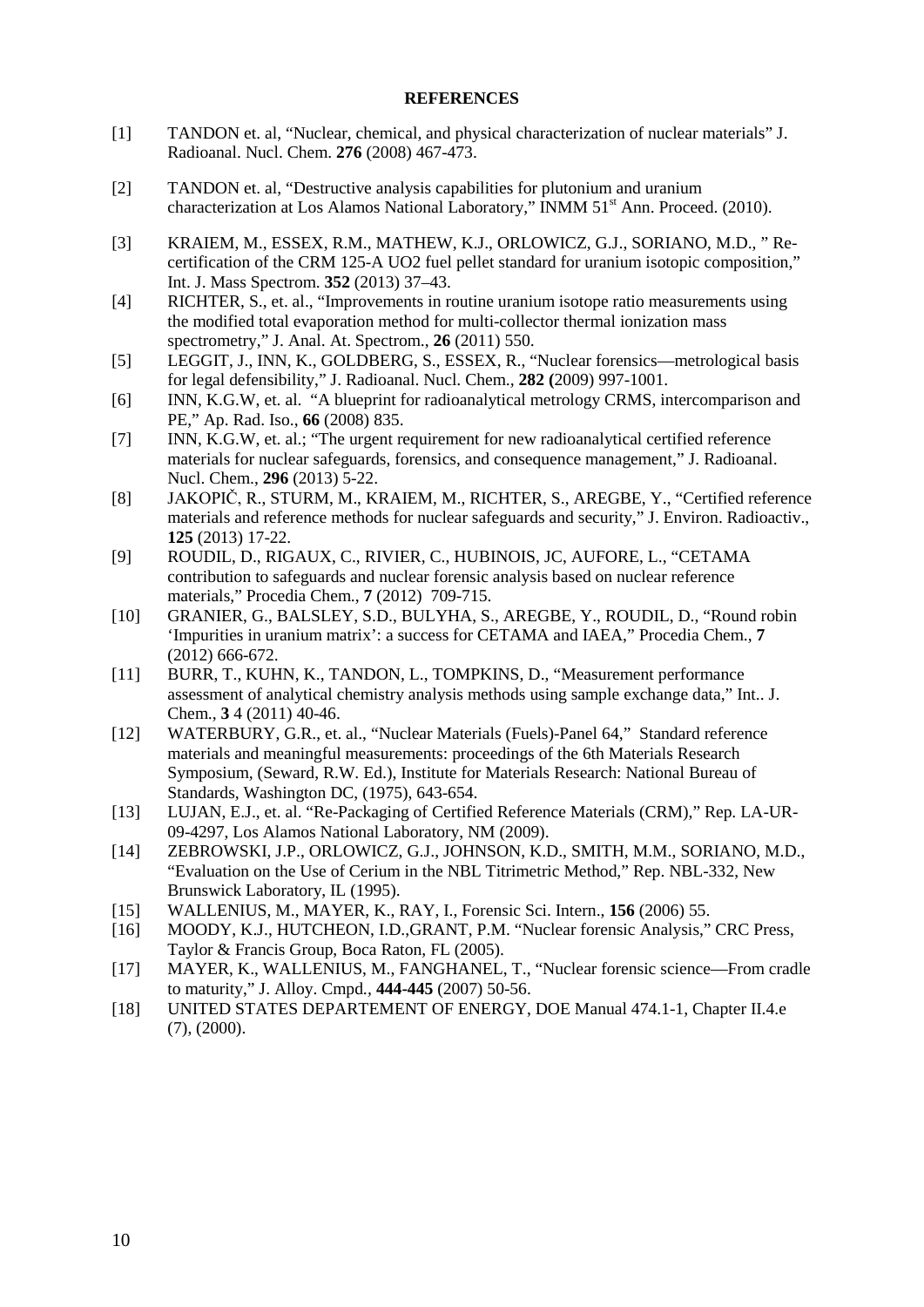**REFERENCES**

[1] TANDON et. al, “Nuclear, chemical, and physical characterization of nuclear materials” J. Radioanal. Nucl. Chem. **276** (2008) 467-473.

[2] TANDON et. al, “Destructive analysis capabilities for plutonium and uranium characterization at Los Alamos National Laboratory,” INMM 51st Ann. Proceed. (2010).

[3] KRAIEM, M., ESSEX, R.M., MATHEW, K.J., ORLOWICZ, G.J., SORIANO, M.D., ” Re-certification of the CRM 125-A UO2 fuel pellet standard for uranium isotopic composition,” Int. J. Mass Spectrom. **352** (2013) 37–43.

[4] RICHTER, S., et. al., “Improvements in routine uranium isotope ratio measurements using the modified total evaporation method for multi-collector thermal ionization mass spectrometry,” J. Anal. At. Spectrom., **26** (2011) 550.

[5] LEGGIT, J., INN, K., GOLDBERG, S., ESSEX, R., “Nuclear forensics—metrological basis for legal defensibility,” J. Radioanal. Nucl. Chem., **282 (**2009) 997-1001.

[6] INN, K.G.W, et. al. “A blueprint for radioanalytical metrology CRMS, intercomparison and PE,” Ap. Rad. Iso., **66** (2008) 835.

[7] INN, K.G.W, et. al.; “The urgent requirement for new radioanalytical certified reference materials for nuclear safeguards, forensics, and consequence management,” J. Radioanal. Nucl. Chem., **296** (2013) 5-22.

[8] JAKOPIČ, R., STURM, M., KRAIEM, M., RICHTER, S., AREGBE, Y., “Certified reference materials and reference methods for nuclear safeguards and security,” J. Environ. Radioactiv., **125** (2013) 17-22.

[9] ROUDIL, D., RIGAUX, C., RIVIER, C., HUBINOIS, JC, AUFORE, L., “CETAMA contribution to safeguards and nuclear forensic analysis based on nuclear reference materials,” Procedia Chem., **7** (2012) 709-715.

[10] GRANIER, G., BALSLEY, S.D., BULYHA, S., AREGBE, Y., ROUDIL, D., “Round robin ‘Impurities in uranium matrix’: a success for CETAMA and IAEA,” Procedia Chem., **7** (2012) 666-672.

[11] BURR, T., KUHN, K., TANDON, L., TOMPKINS, D., “Measurement performance assessment of analytical chemistry analysis methods using sample exchange data,” Int.. J. Chem., **3** 4 (2011) 40-46.

[12] WATERBURY, G.R., et. al., “Nuclear Materials (Fuels)-Panel 64,” Standard reference materials and meaningful measurements: proceedings of the 6th Materials Research Symposium, (Seward, R.W. Ed.), Institute for Materials Research: National Bureau of Standards, Washington DC, (1975), 643-654.

[13] LUJAN, E.J., et. al. “Re-Packaging of Certified Reference Materials (CRM),” Rep. LA-UR-09-4297, Los Alamos National Laboratory, NM (2009).

[14] ZEBROWSKI, J.P., ORLOWICZ, G.J., JOHNSON, K.D., SMITH, M.M., SORIANO, M.D., “Evaluation on the Use of Cerium in the NBL Titrimetric Method,” Rep. NBL-332, New Brunswick Laboratory, IL (1995).

[15] WALLENIUS, M., MAYER, K., RAY, I., Forensic Sci. Intern., **156** (2006) 55.

[16] MOODY, K.J., HUTCHEON, I.D.,GRANT, P.M. “Nuclear forensic Analysis,” CRC Press, Taylor & Francis Group, Boca Raton, FL (2005).

[17] MAYER, K., WALLENIUS, M., FANGHANEL, T., “Nuclear forensic science—From cradle to maturity,” J. Alloy. Cmpd., **444-445** (2007) 50-56.

[18] UNITED STATES DEPARTEMENT OF ENERGY, DOE Manual 474.1-1, Chapter II.4.e (7), (2000).